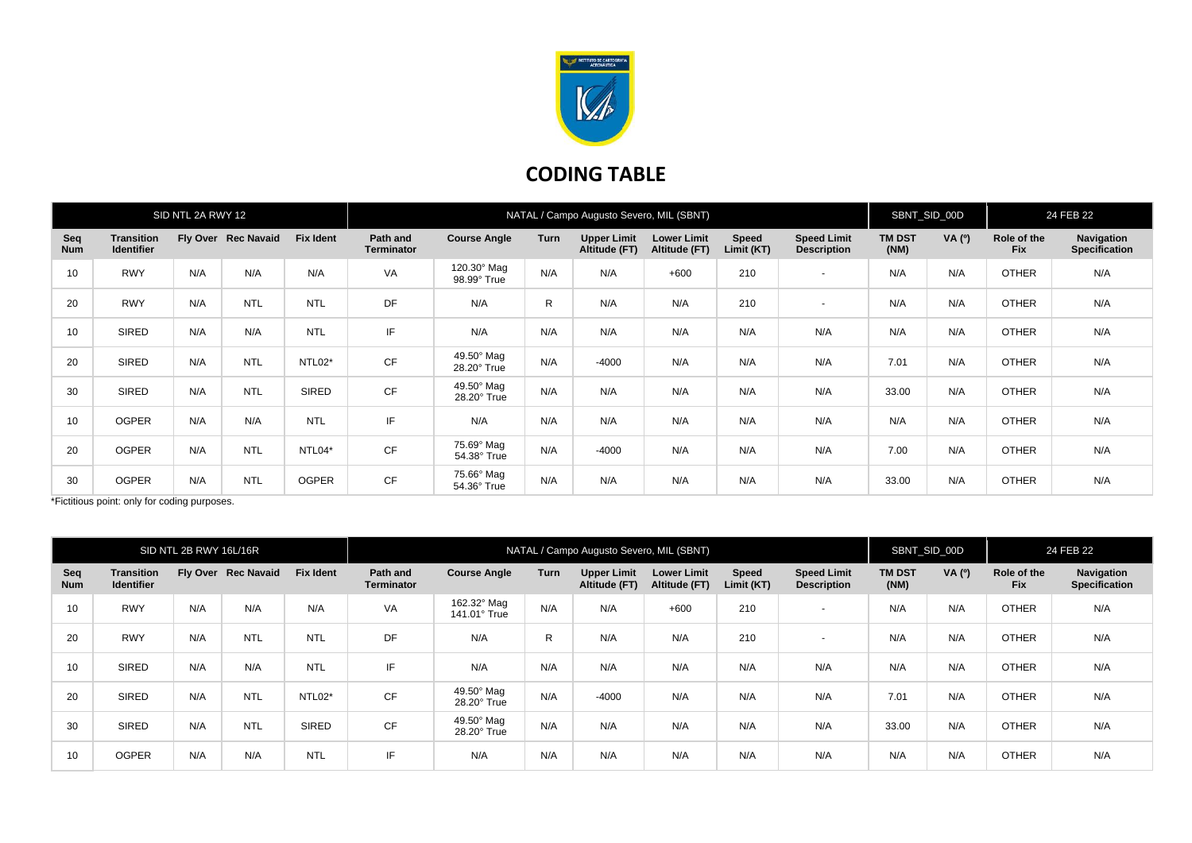# CODING TABLE

| SID NTL 2A RWY 12 | | | | | NATAL / Campo Augusto Severo, MIL (SBNT) | | | | | | | SBNT_SID_00D | | 24 FEB 22 | |
|---|---|---|---|---|---|---|---|---|---|---|---|---|---|---|---|
| **Seq Num** | **Transition Identifier** | **Fly Over** | **Rec Navaid** | **Fix Ident** | **Path and Terminator** | **Course Angle** | **Turn** | **Upper Limit Altitude (FT)** | **Lower Limit Altitude (FT)** | **Speed Limit (KT)** | **Speed Limit Description** | **TM DST (NM)** | **VA (º)** | **Role of the Fix** | **Navigation Specification** |
| 10 | RWY | N/A | N/A | N/A | VA | 120.30° Mag 98.99° True | N/A | N/A | +600 | 210 | - | N/A | N/A | OTHER | N/A |
| 20 | RWY | N/A | NTL | NTL | DF | N/A | R | N/A | N/A | 210 | - | N/A | N/A | OTHER | N/A |
| 10 | SIRED | N/A | N/A | NTL | IF | N/A | N/A | N/A | N/A | N/A | N/A | N/A | N/A | OTHER | N/A |
| 20 | SIRED | N/A | NTL | NTL02* | CF | 49.50° Mag 28.20° True | N/A | -4000 | N/A | N/A | N/A | 7.01 | N/A | OTHER | N/A |
| 30 | SIRED | N/A | NTL | SIRED | CF | 49.50° Mag 28.20° True | N/A | N/A | N/A | N/A | N/A | 33.00 | N/A | OTHER | N/A |
| 10 | OGPER | N/A | N/A | NTL | IF | N/A | N/A | N/A | N/A | N/A | N/A | N/A | N/A | OTHER | N/A |
| 20 | OGPER | N/A | NTL | NTL04* | CF | 75.69° Mag 54.38° True | N/A | -4000 | N/A | N/A | N/A | 7.00 | N/A | OTHER | N/A |
| 30 | OGPER | N/A | NTL | OGPER | CF | 75.66° Mag 54.36° True | N/A | N/A | N/A | N/A | N/A | 33.00 | N/A | OTHER | N/A |

*Fictitious point: only for coding purposes.

| SID NTL 2B RWY 16L/16R | | | | | NATAL / Campo Augusto Severo, MIL (SBNT) | | | | | | | SBNT_SID_00D | | 24 FEB 22 | |
|---|---|---|---|---|---|---|---|---|---|---|---|---|---|---|---|
| **Seq Num** | **Transition Identifier** | **Fly Over** | **Rec Navaid** | **Fix Ident** | **Path and Terminator** | **Course Angle** | **Turn** | **Upper Limit Altitude (FT)** | **Lower Limit Altitude (FT)** | **Speed Limit (KT)** | **Speed Limit Description** | **TM DST (NM)** | **VA (º)** | **Role of the Fix** | **Navigation Specification** |
| 10 | RWY | N/A | N/A | N/A | VA | 162.32° Mag 141.01° True | N/A | N/A | +600 | 210 | - | N/A | N/A | OTHER | N/A |
| 20 | RWY | N/A | NTL | NTL | DF | N/A | R | N/A | N/A | 210 | - | N/A | N/A | OTHER | N/A |
| 10 | SIRED | N/A | N/A | NTL | IF | N/A | N/A | N/A | N/A | N/A | N/A | N/A | N/A | OTHER | N/A |
| 20 | SIRED | N/A | NTL | NTL02* | CF | 49.50° Mag 28.20° True | N/A | -4000 | N/A | N/A | N/A | 7.01 | N/A | OTHER | N/A |
| 30 | SIRED | N/A | NTL | SIRED | CF | 49.50° Mag 28.20° True | N/A | N/A | N/A | N/A | N/A | 33.00 | N/A | OTHER | N/A |
| 10 | OGPER | N/A | N/A | NTL | IF | N/A | N/A | N/A | N/A | N/A | N/A | N/A | N/A | OTHER | N/A |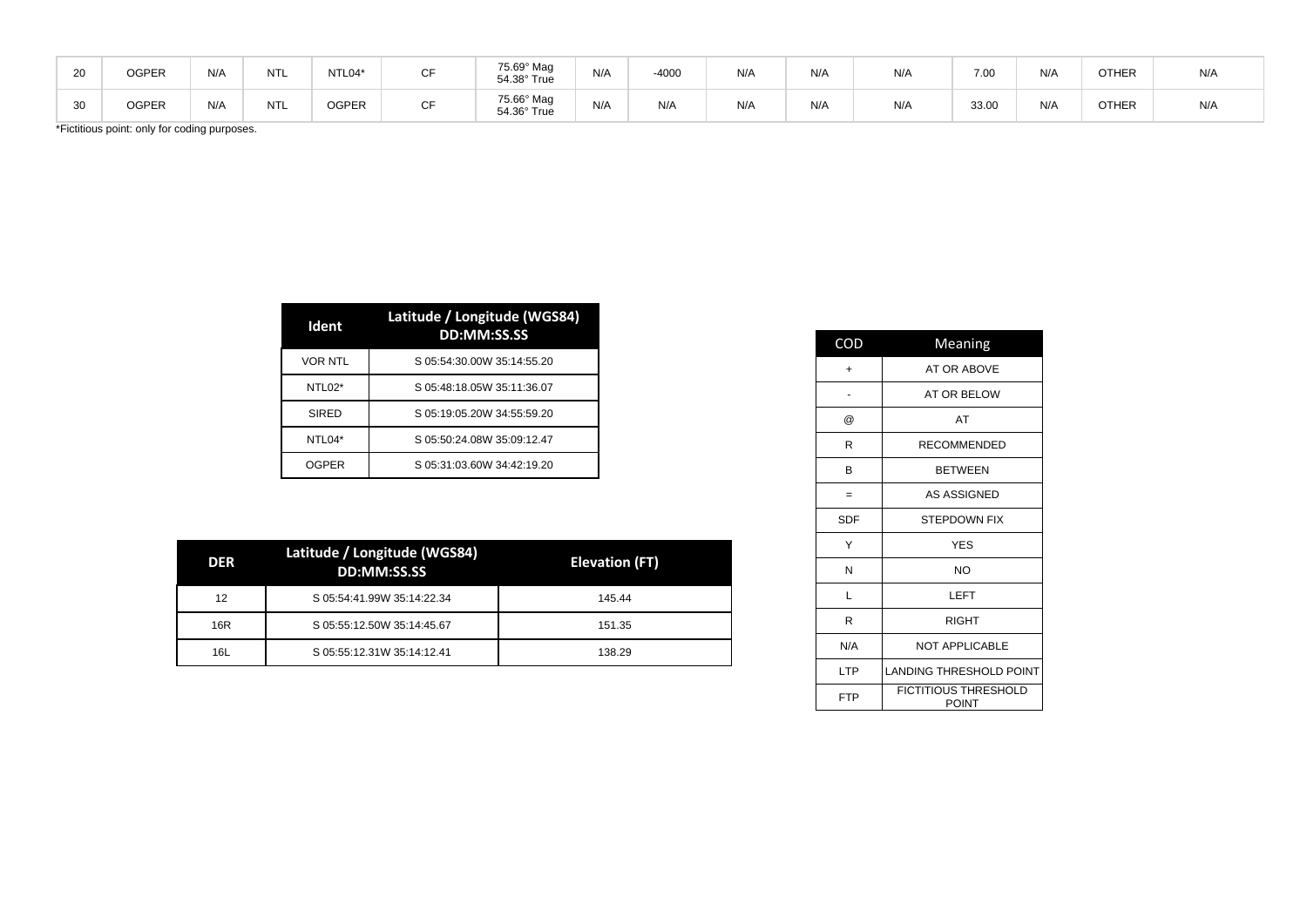| | | | | | | | | | | | | | | | |
|---|---|---|---|---|---|---|---|---|---|---|---|---|---|---|---|
| 20 | OGPER | N/A | NTL | NTL04* | CF | 75.69° Mag 54.38° True | N/A | -4000 | N/A | N/A | N/A | 7.00 | N/A | OTHER | N/A |
| 30 | OGPER | N/A | NTL | OGPER | CF | 75.66° Mag 54.36° True | N/A | N/A | N/A | N/A | N/A | 33.00 | N/A | OTHER | N/A |

*Fictitious point: only for coding purposes.

| Ident | Latitude / Longitude (WGS84) DD:MM:SS.SS |
|---|---|
| VOR NTL | S 05:54:30.00W 35:14:55.20 |
| NTL02* | S 05:48:18.05W 35:11:36.07 |
| SIRED | S 05:19:05.20W 34:55:59.20 |
| NTL04* | S 05:50:24.08W 35:09:12.47 |
| OGPER | S 05:31:03.60W 34:42:19.20 |

| DER | Latitude / Longitude (WGS84) DD:MM:SS.SS | Elevation (FT) |
|---|---|---|
| 12 | S 05:54:41.99W 35:14:22.34 | 145.44 |
| 16R | S 05:55:12.50W 35:14:45.67 | 151.35 |
| 16L | S 05:55:12.31W 35:14:12.41 | 138.29 |

| COD | Meaning |
|---|---|
| + | AT OR ABOVE |
| - | AT OR BELOW |
| @ | AT |
| R | RECOMMENDED |
| B | BETWEEN |
| = | AS ASSIGNED |
| SDF | STEPDOWN FIX |
| Y | YES |
| N | NO |
| L | LEFT |
| R | RIGHT |
| N/A | NOT APPLICABLE |
| LTP | LANDING THRESHOLD POINT |
| FTP | FICTITIOUS THRESHOLD POINT |